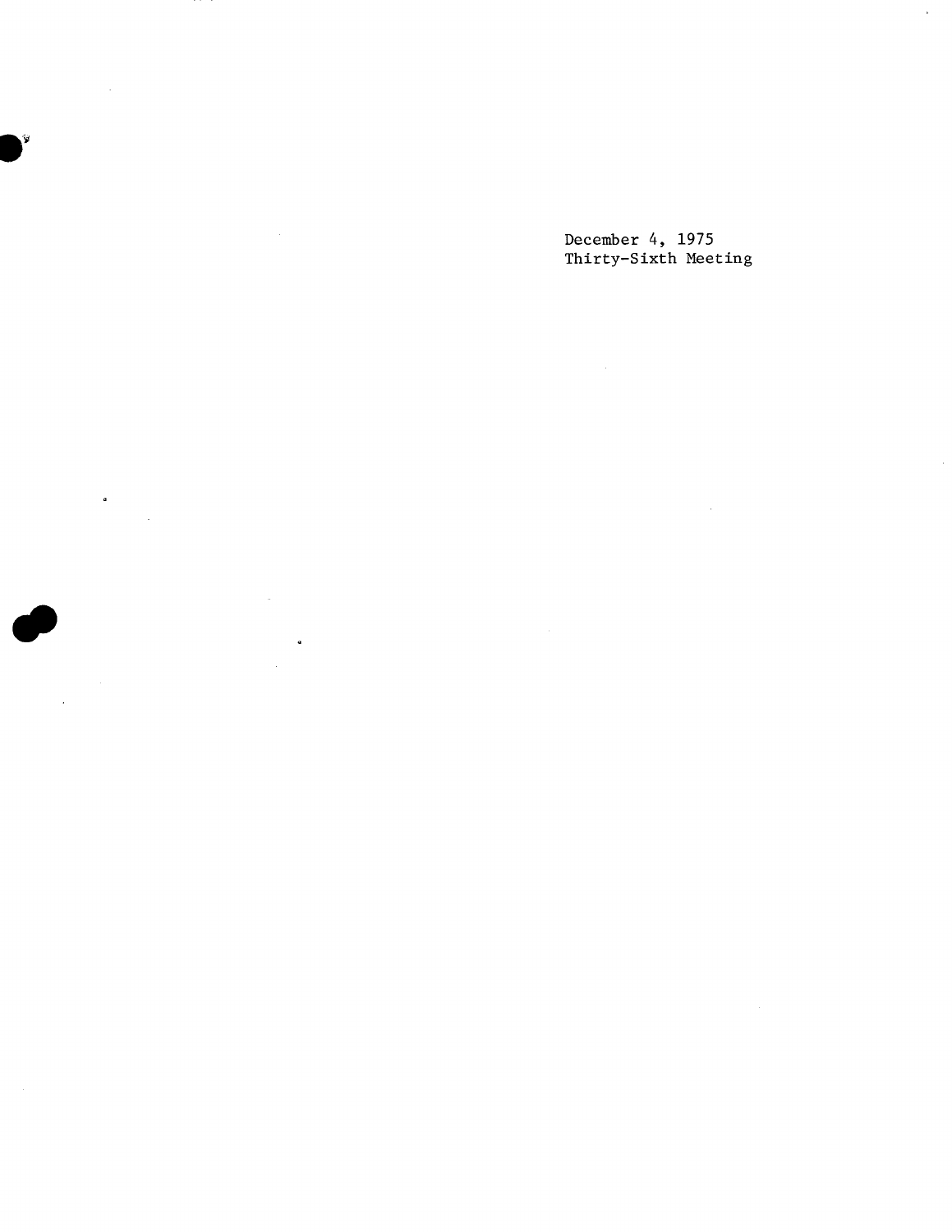December 4, 1975

Thirty-Sixth Meeting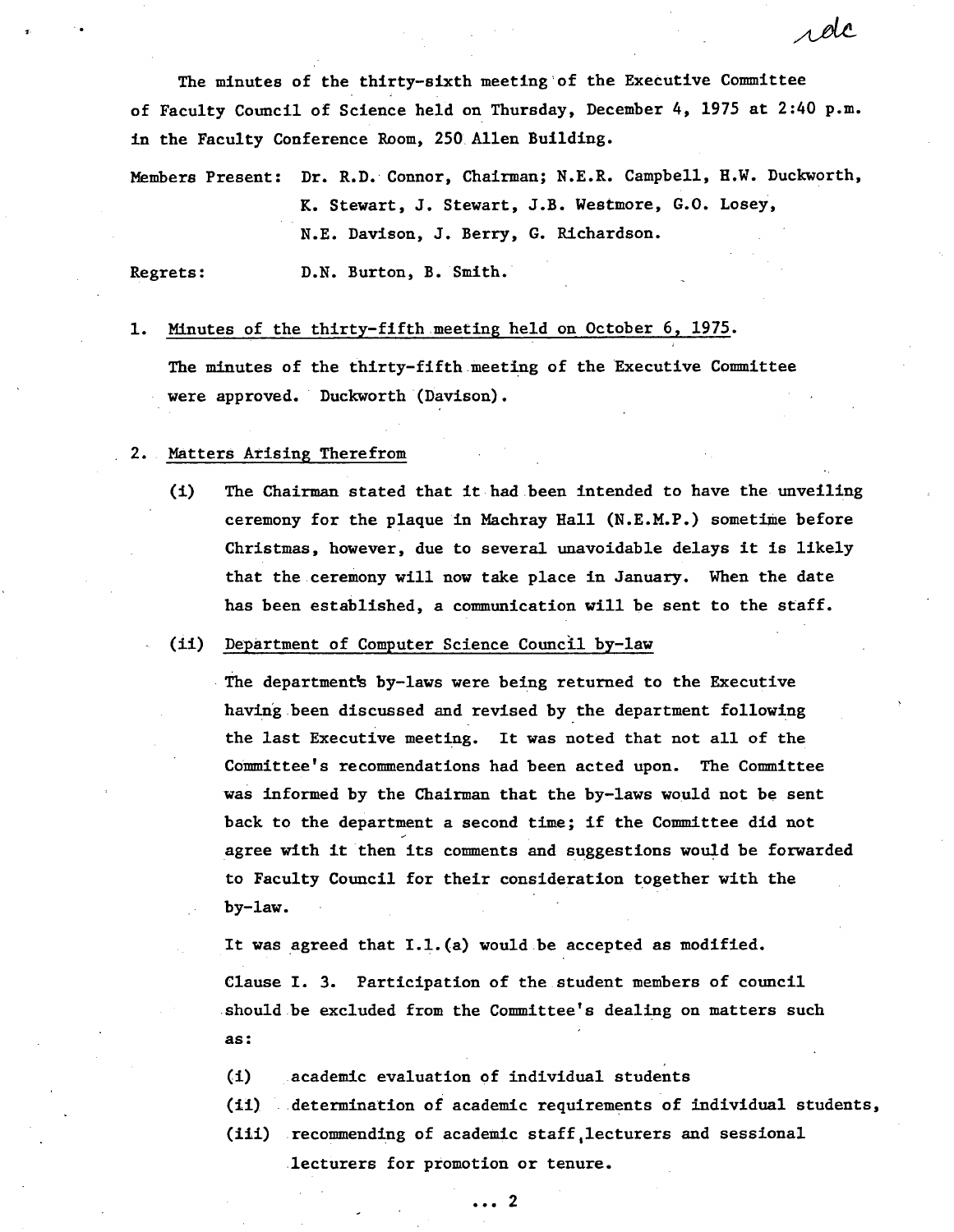rdc

The minutes of the thirty-sixth meeting of the Executive Committee of Faculty Council of Science held on Thursday, December 4, 1975 at 2:40 p.m. in the Faculty Conference Room, 250 Allen Building.

Members Present: Dr. R.D. Connor, Chairman; N.E.R. Campbell, H.W. Duckworth, K. Stewart, J. Stewart, J.B. Westmore, G.O. Losey, N.E. Davison, J. Berry, G. Richardson.

Regrets: D.N. Burton, B. Smith.

1. Minutes of the thirty-fifth meeting held on October 6, 1975.

   The minutes of the thirty-fifth meeting of the Executive Committee were approved. Duckworth (Davison).

2. Matters Arising Therefrom

   (i) The Chairman stated that it had been intended to have the unveiling ceremony for the plaque in Machray Hall (N.E.M.P.) sometime before Christmas, however, due to several unavoidable delays it is likely that the ceremony will now take place in January. When the date has been established, a communication will be sent to the staff.

   (ii) Department of Computer Science Council by-law

   The department's by-laws were being returned to the Executive having been discussed and revised by the department following the last Executive meeting. It was noted that not all of the Committee's recommendations had been acted upon. The Committee was informed by the Chairman that the by-laws would not be sent back to the department a second time; if the Committee did not agree with it then its comments and suggestions would be forwarded to Faculty Council for their consideration together with the by-law.

   It was agreed that I.1.(a) would be accepted as modified.

   Clause I. 3. Participation of the student members of council should be excluded from the Committee's dealing on matters such as:

   (i) academic evaluation of individual students
   (ii) determination of academic requirements of individual students,
   (iii) recommending of academic staff, lecturers and sessional lecturers for promotion or tenure.

... 2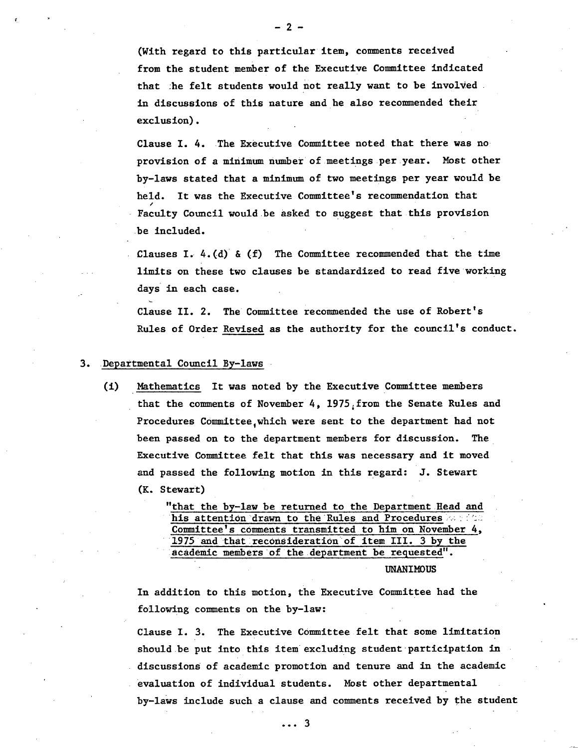(With regard to this particular item, comments received from the student member of the Executive Committee indicated that he felt students would not really want to be involved in discussions of this nature and he also recommended their exclusion).

Clause I. 4. The Executive Committee noted that there was no provision of a minimum number of meetings per year. Most other by-laws stated that a minimum of two meetings per year would be held. It was the Executive Committee's recommendation that Faculty Council would be asked to suggest that this provision be included.

Clauses I. 4.(d) & (f) The Committee recommended that the time limits on these two clauses be standardized to read five working days in each case.

Clause II. 2. The Committee recommended the use of Robert's Rules of Order Revised as the authority for the council's conduct.

3. Departmental Council By-laws

(i) Mathematics It was noted by the Executive Committee members that the comments of November 4, 1975, from the Senate Rules and Procedures Committee, which were sent to the department had not been passed on to the department members for discussion. The Executive Committee felt that this was necessary and it moved and passed the following motion in this regard: J. Stewart (K. Stewart)

> "that the by-law be returned to the Department Head and his attention drawn to the Rules and Procedures Committee's comments transmitted to him on November 4, 1975 and that reconsideration of item III. 3 by the academic members of the department be requested".
>
> UNANIMOUS

In addition to this motion, the Executive Committee had the following comments on the by-law:

Clause I. 3. The Executive Committee felt that some limitation should be put into this item excluding student participation in discussions of academic promotion and tenure and in the academic evaluation of individual students. Most other departmental by-laws include such a clause and comments received by the student

... 3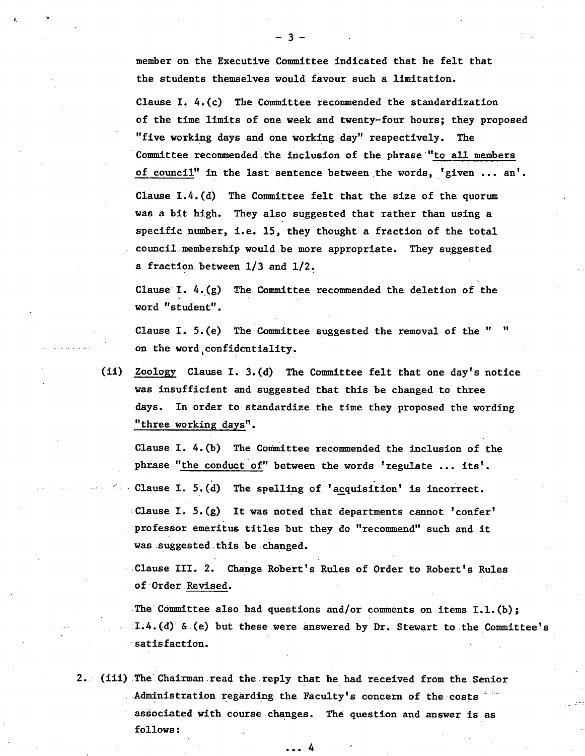member on the Executive Committee indicated that he felt that the students themselves would favour such a limitation.

Clause I. 4.(c) The Committee recommended the standardization of the time limits of one week and twenty-four hours; they proposed "five working days and one working day" respectively. The Committee recommended the inclusion of the phrase "to all members of council" in the last sentence between the words, 'given ... an'.

Clause I.4.(d) The Committee felt that the size of the quorum was a bit high. They also suggested that rather than using a specific number, i.e. 15, they thought a fraction of the total council membership would be more appropriate. They suggested a fraction between 1/3 and 1/2.

Clause I. 4.(g) The Committee recommended the deletion of the word "student".

Clause I. 5.(e) The Committee suggested the removal of the " " on the word confidentiality.

(ii) Zoology Clause I. 3.(d) The Committee felt that one day's notice was insufficient and suggested that this be changed to three days. In order to standardize the time they proposed the wording "three working days".

Clause I. 4.(b) The Committee recommended the inclusion of the phrase "the conduct of" between the words 'regulate ... its'.

Clause I. 5.(d) The spelling of 'acquisition' is incorrect.

Clause I. 5.(g) It was noted that departments cannot 'confer' professor emeritus titles but they do "recommend" such and it was suggested this be changed.

Clause III. 2. Change Robert's Rules of Order to Robert's Rules of Order Revised.

The Committee also had questions and/or comments on items I.1.(b); I.4.(d) & (e) but these were answered by Dr. Stewart to the Committee's satisfaction.

2. (iii) The Chairman read the reply that he had received from the Senior Administration regarding the Faculty's concern of the costs associated with course changes. The question and answer is as follows:

... 4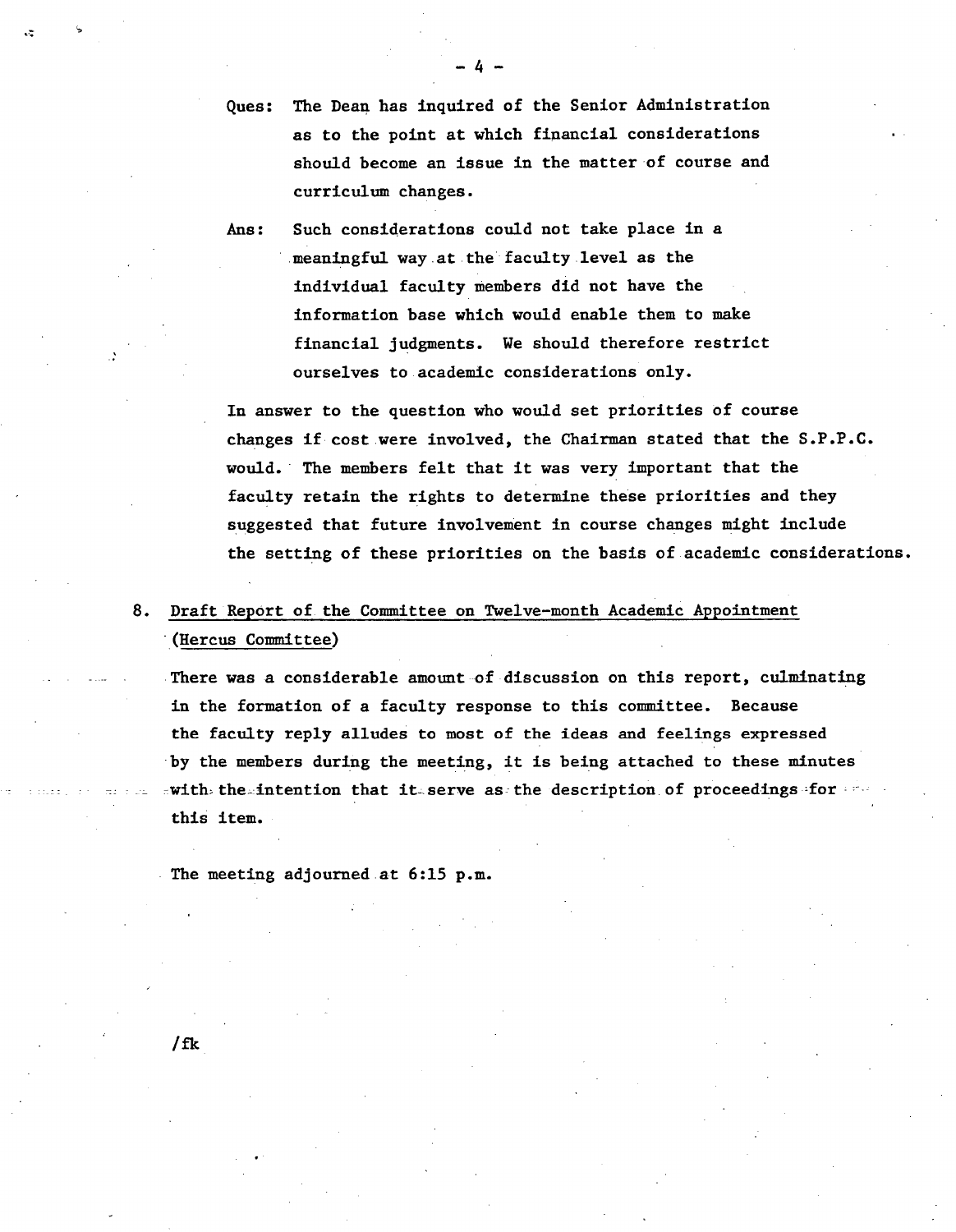Ques: The Dean has inquired of the Senior Administration as to the point at which financial considerations should become an issue in the matter of course and curriculum changes.

Ans: Such considerations could not take place in a meaningful way at the faculty level as the individual faculty members did not have the information base which would enable them to make financial judgments. We should therefore restrict ourselves to academic considerations only.

In answer to the question who would set priorities of course changes if cost were involved, the Chairman stated that the S.P.P.C. would. The members felt that it was very important that the faculty retain the rights to determine these priorities and they suggested that future involvement in course changes might include the setting of these priorities on the basis of academic considerations.

8. <u>Draft Report of the Committee on Twelve-month Academic Appointment (Hercus Committee)</u>

There was a considerable amount of discussion on this report, culminating in the formation of a faculty response to this committee. Because the faculty reply alludes to most of the ideas and feelings expressed by the members during the meeting, it is being attached to these minutes with the intention that it serve as the description of proceedings for this item.

The meeting adjourned at 6:15 p.m.

/fk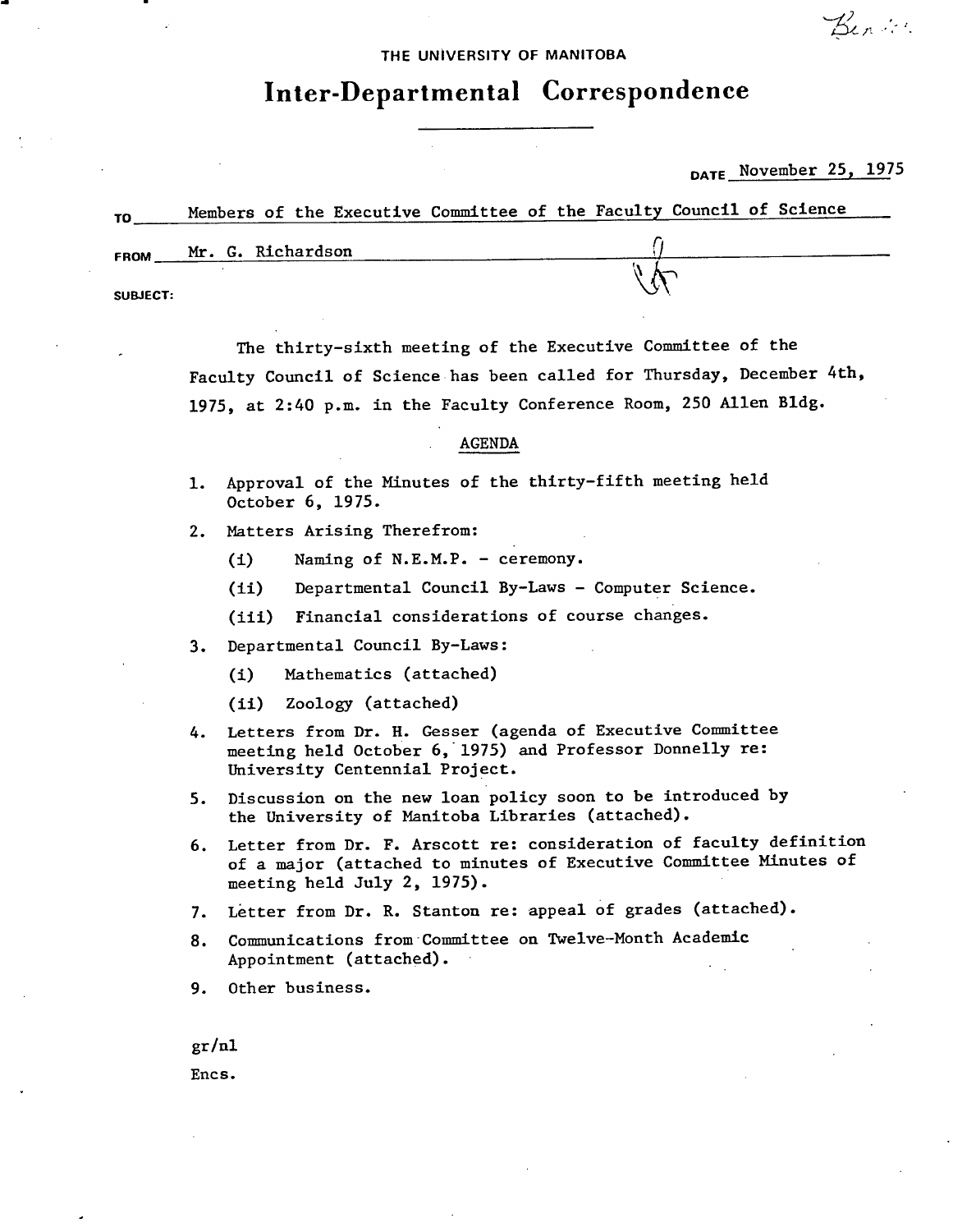THE UNIVERSITY OF MANITOBA

# Inter-Departmental Correspondence

DATE November 25, 1975

TO Members of the Executive Committee of the Faculty Council of Science

FROM Mr. G. Richardson

SUBJECT:

The thirty-sixth meeting of the Executive Committee of the Faculty Council of Science has been called for Thursday, December 4th, 1975, at 2:40 p.m. in the Faculty Conference Room, 250 Allen Bldg.

AGENDA

1. Approval of the Minutes of the thirty-fifth meeting held October 6, 1975.
2. Matters Arising Therefrom:
   - (i) Naming of N.E.M.P. - ceremony.
   - (ii) Departmental Council By-Laws - Computer Science.
   - (iii) Financial considerations of course changes.
3. Departmental Council By-Laws:
   - (i) Mathematics (attached)
   - (ii) Zoology (attached)
4. Letters from Dr. H. Gesser (agenda of Executive Committee meeting held October 6, 1975) and Professor Donnelly re: University Centennial Project.
5. Discussion on the new loan policy soon to be introduced by the University of Manitoba Libraries (attached).
6. Letter from Dr. F. Arscott re: consideration of faculty definition of a major (attached to minutes of Executive Committee Minutes of meeting held July 2, 1975).
7. Letter from Dr. R. Stanton re: appeal of grades (attached).
8. Communications from Committee on Twelve-Month Academic Appointment (attached).
9. Other business.

gr/nl

Encs.